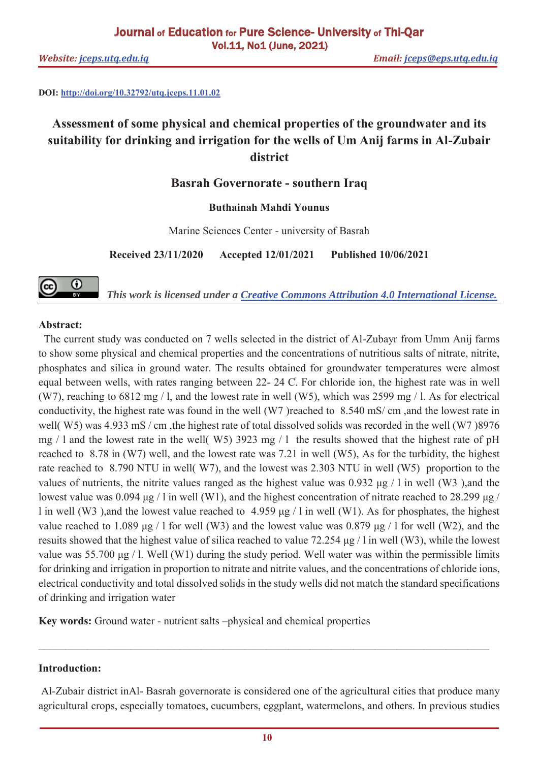DOI: [http://doi.org/10.32792/utq.jceps.11.01.02](http://doi.org/10.32792/utq.jceps.11.01.02)

# Assessment of some physical and chemical properties of the groundwater and its suitability for drinking and irrigation for the wells of Um Anij farms in Al-Zubair district

## Basrah Governorate - southern Iraq

**Buthainah Mahdi Younus**

Marine Sciences Center - university of Basrah

**Received 23/11/2020 Accepted 12/01/2021 Published 10/06/2021**

*This work is licensed under a [Creative Commons Attribution 4.0 International License.](https://creativecommons.org/licenses/by/4.0/)*

**Abstract:**

The current study was conducted on 7 wells selected in the district of Al-Zubayr from Umm Anij farms to show some physical and chemical properties and the concentrations of nutritious salts of nitrate, nitrite, phosphates and silica in ground water. The results obtained for groundwater temperatures were almost equal between wells, with rates ranging between 22- 24 C°. For chloride ion, the highest rate was in well (W7), reaching to 6812 mg / l, and the lowest rate in well (W5), which was 2599 mg / l. As for electrical conductivity, the highest rate was found in the well (W7 )reached to 8.540 mS/ cm ,and the lowest rate in well( W5) was 4.933 mS / cm ,the highest rate of total dissolved solids was recorded in the well (W7 )8976 mg / l and the lowest rate in the well( W5) 3923 mg / l the results showed that the highest rate of pH reached to 8.78 in (W7) well, and the lowest rate was 7.21 in well (W5), As for the turbidity, the highest rate reached to 8.790 NTU in well( W7), and the lowest was 2.303 NTU in well (W5) proportion to the values of nutrients, the nitrite values ranged as the highest value was 0.932 µg / l in well (W3 ),and the lowest value was 0.094 µg / l in well (W1), and the highest concentration of nitrate reached to 28.299 µg / l in well (W3 ),and the lowest value reached to 4.959 µg / l in well (W1). As for phosphates, the highest value reached to 1.089 µg / l for well (W3) and the lowest value was 0.879 µg / l for well (W2), and the resuits showed that the highest value of silica reached to value 72.254 µg / l in well (W3), while the lowest value was 55.700 µg / l. Well (W1) during the study period. Well water was within the permissible limits for drinking and irrigation in proportion to nitrate and nitrite values, and the concentrations of chloride ions, electrical conductivity and total dissolved solids in the study wells did not match the standard specifications of drinking and irrigation water

**Key words:** Ground water - nutrient salts –physical and chemical properties

---

**Introduction:**

Al-Zubair district inAl- Basrah governorate is considered one of the agricultural cities that produce many agricultural crops, especially tomatoes, cucumbers, eggplant, watermelons, and others. In previous studies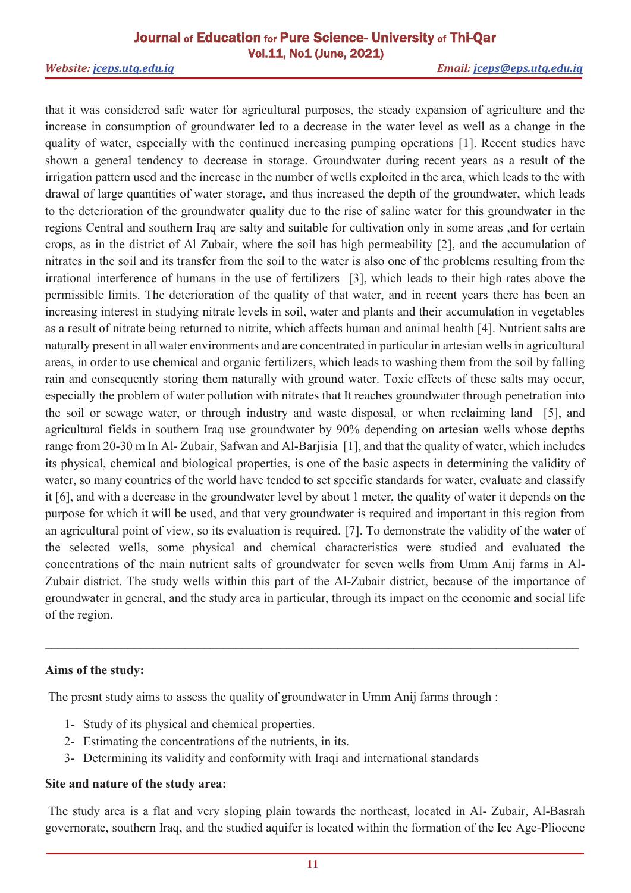that it was considered safe water for agricultural purposes, the steady expansion of agriculture and the increase in consumption of groundwater led to a decrease in the water level as well as a change in the quality of water, especially with the continued increasing pumping operations [1]. Recent studies have shown a general tendency to decrease in storage. Groundwater during recent years as a result of the irrigation pattern used and the increase in the number of wells exploited in the area, which leads to the with drawal of large quantities of water storage, and thus increased the depth of the groundwater, which leads to the deterioration of the groundwater quality due to the rise of saline water for this groundwater in the regions Central and southern Iraq are salty and suitable for cultivation only in some areas ,and for certain crops, as in the district of Al Zubair, where the soil has high permeability [2], and the accumulation of nitrates in the soil and its transfer from the soil to the water is also one of the problems resulting from the irrational interference of humans in the use of fertilizers [3], which leads to their high rates above the permissible limits. The deterioration of the quality of that water, and in recent years there has been an increasing interest in studying nitrate levels in soil, water and plants and their accumulation in vegetables as a result of nitrate being returned to nitrite, which affects human and animal health [4]. Nutrient salts are naturally present in all water environments and are concentrated in particular in artesian wells in agricultural areas, in order to use chemical and organic fertilizers, which leads to washing them from the soil by falling rain and consequently storing them naturally with ground water. Toxic effects of these salts may occur, especially the problem of water pollution with nitrates that It reaches groundwater through penetration into the soil or sewage water, or through industry and waste disposal, or when reclaiming land [5], and agricultural fields in southern Iraq use groundwater by 90% depending on artesian wells whose depths range from 20-30 m In Al- Zubair, Safwan and Al-Barjisia [1], and that the quality of water, which includes its physical, chemical and biological properties, is one of the basic aspects in determining the validity of water, so many countries of the world have tended to set specific standards for water, evaluate and classify it [6], and with a decrease in the groundwater level by about 1 meter, the quality of water it depends on the purpose for which it will be used, and that very groundwater is required and important in this region from an agricultural point of view, so its evaluation is required. [7]. To demonstrate the validity of the water of the selected wells, some physical and chemical characteristics were studied and evaluated the concentrations of the main nutrient salts of groundwater for seven wells from Umm Anij farms in Al-Zubair district. The study wells within this part of the Al-Zubair district, because of the importance of groundwater in general, and the study area in particular, through its impact on the economic and social life of the region.

---

**Aims of the study:**

The presnt study aims to assess the quality of groundwater in Umm Anij farms through :

1- Study of its physical and chemical properties.
2- Estimating the concentrations of the nutrients, in its.
3- Determining its validity and conformity with Iraqi and international standards

**Site and nature of the study area:**

The study area is a flat and very sloping plain towards the northeast, located in Al- Zubair, Al-Basrah governorate, southern Iraq, and the studied aquifer is located within the formation of the Ice Age-Pliocene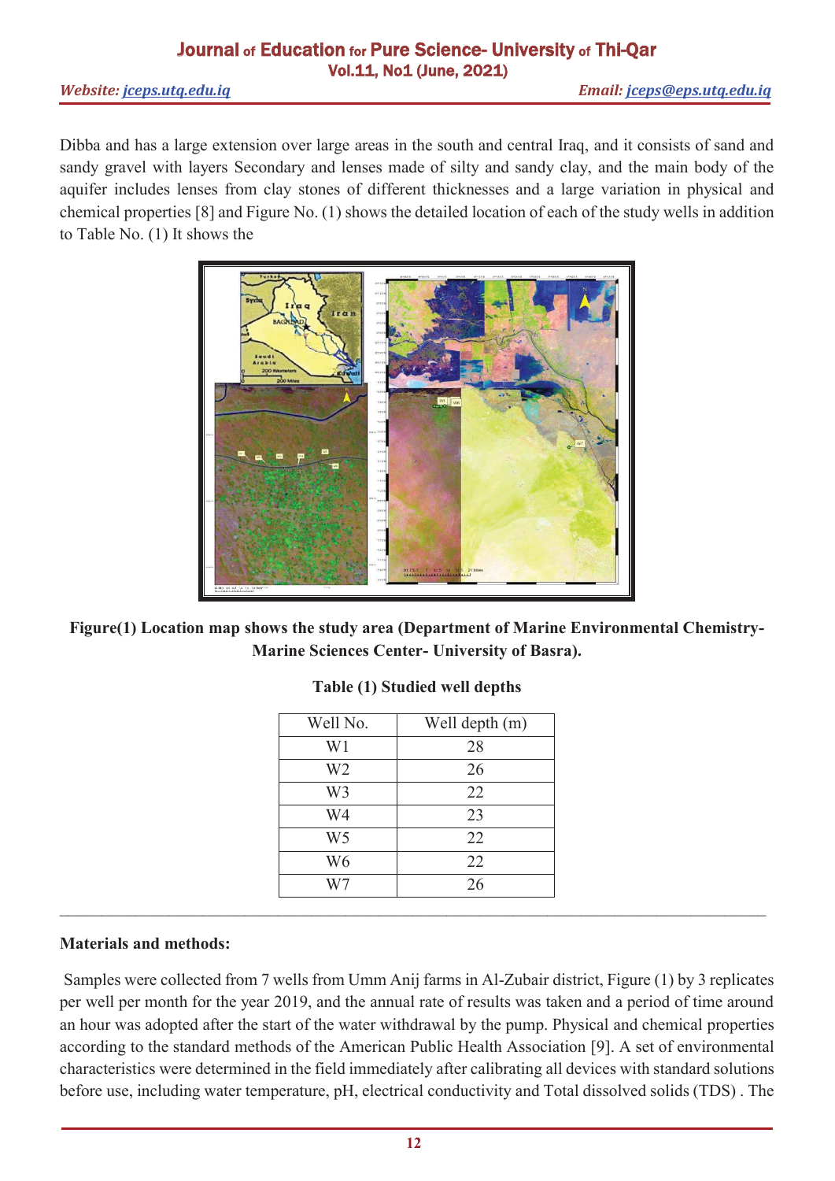Dibba and has a large extension over large areas in the south and central Iraq, and it consists of sand and sandy gravel with layers Secondary and lenses made of silty and sandy clay, and the main body of the aquifer includes lenses from clay stones of different thicknesses and a large variation in physical and chemical properties [8] and Figure No. (1) shows the detailed location of each of the study wells in addition to Table No. (1) It shows the

**Figure(1) Location map shows the study area (Department of Marine Environmental Chemistry-Marine Sciences Center- University of Basra).**

**Table (1) Studied well depths**

| Well No. | Well depth (m) |
|---|---|
| W1 | 28 |
| W2 | 26 |
| W3 | 22 |
| W4 | 23 |
| W5 | 22 |
| W6 | 22 |
| W7 | 26 |

### Materials and methods:

Samples were collected from 7 wells from Umm Anij farms in Al-Zubair district, Figure (1) by 3 replicates per well per month for the year 2019, and the annual rate of results was taken and a period of time around an hour was adopted after the start of the water withdrawal by the pump. Physical and chemical properties according to the standard methods of the American Public Health Association [9]. A set of environmental characteristics were determined in the field immediately after calibrating all devices with standard solutions before use, including water temperature, pH, electrical conductivity and Total dissolved solids (TDS) . The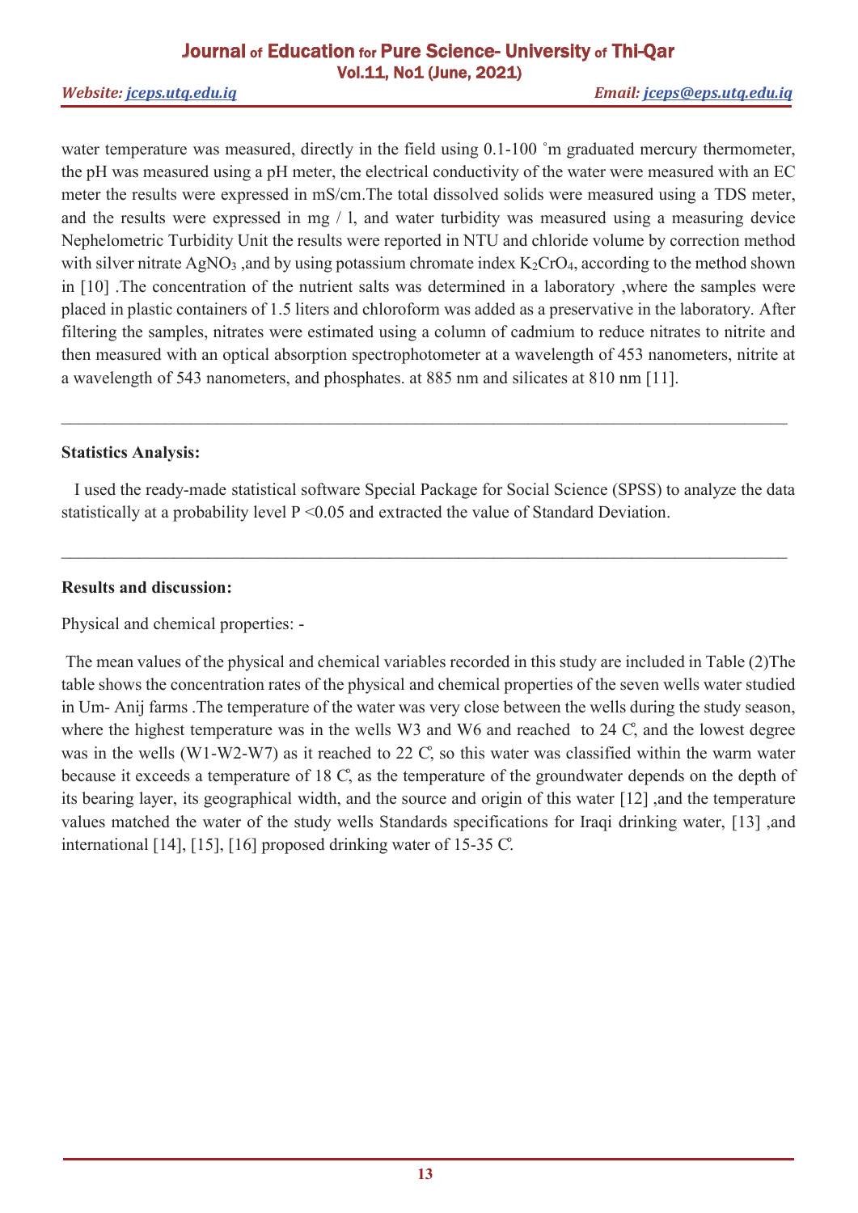water temperature was measured, directly in the field using 0.1-100 ˚m graduated mercury thermometer, the pH was measured using a pH meter, the electrical conductivity of the water were measured with an EC meter the results were expressed in mS/cm.The total dissolved solids were measured using a TDS meter, and the results were expressed in mg / l, and water turbidity was measured using a measuring device Nephelometric Turbidity Unit the results were reported in NTU and chloride volume by correction method with silver nitrate $AgNO_3$ ,and by using potassium chromate index $K_2CrO_4$, according to the method shown in [10] .The concentration of the nutrient salts was determined in a laboratory ,where the samples were placed in plastic containers of 1.5 liters and chloroform was added as a preservative in the laboratory. After filtering the samples, nitrates were estimated using a column of cadmium to reduce nitrates to nitrite and then measured with an optical absorption spectrophotometer at a wavelength of 453 nanometers, nitrite at a wavelength of 543 nanometers, and phosphates. at 885 nm and silicates at 810 nm [11].

---

**Statistics Analysis:**

I used the ready-made statistical software Special Package for Social Science (SPSS) to analyze the data statistically at a probability level $P < 0.05$ and extracted the value of Standard Deviation.

---

**Results and discussion:**

Physical and chemical properties: -

The mean values of the physical and chemical variables recorded in this study are included in Table (2)The table shows the concentration rates of the physical and chemical properties of the seven wells water studied in Um- Anij farms .The temperature of the water was very close between the wells during the study season, where the highest temperature was in the wells W3 and W6 and reached to 24 C̊, and the lowest degree was in the wells (W1-W2-W7) as it reached to 22 C̊, so this water was classified within the warm water because it exceeds a temperature of 18 C̊, as the temperature of the groundwater depends on the depth of its bearing layer, its geographical width, and the source and origin of this water [12] ,and the temperature values matched the water of the study wells Standards specifications for Iraqi drinking water, [13] ,and international [14], [15], [16] proposed drinking water of 15-35 C̊.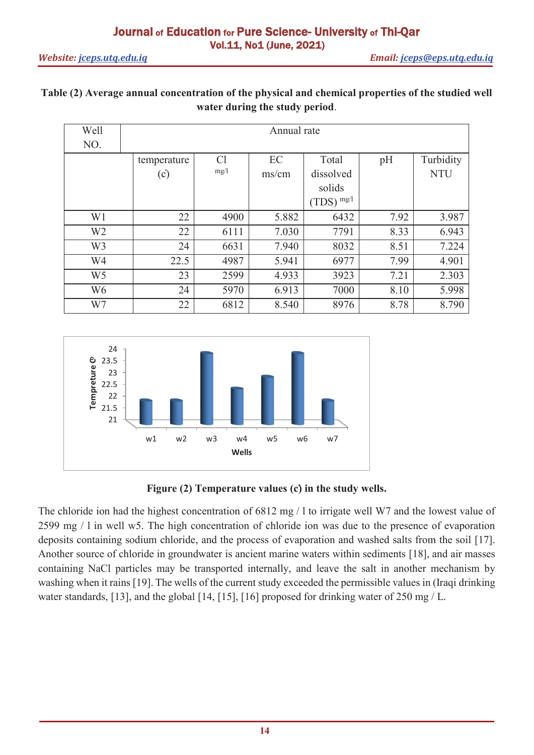**Table (2) Average annual concentration of the physical and chemical properties of the studied well water during the study period.**

| Well NO. | Annual rate | | | | | |
|---|---|---|---|---|---|---|
| | temperature (c) | Cl mg/l | EC ms/cm | Total dissolved solids (TDS) mg/l | pH | Turbidity NTU |
| W1 | 22 | 4900 | 5.882 | 6432 | 7.92 | 3.987 |
| W2 | 22 | 6111 | 7.030 | 7791 | 8.33 | 6.943 |
| W3 | 24 | 6631 | 7.940 | 8032 | 8.51 | 7.224 |
| W4 | 22.5 | 4987 | 5.941 | 6977 | 7.99 | 4.901 |
| W5 | 23 | 2599 | 4.933 | 3923 | 7.21 | 2.303 |
| W6 | 24 | 5970 | 6.913 | 7000 | 8.10 | 5.998 |
| W7 | 22 | 6812 | 8.540 | 8976 | 8.78 | 8.790 |

**Figure (2) Temperature values (c) in the study wells.**

The chloride ion had the highest concentration of 6812 mg / l to irrigate well W7 and the lowest value of 2599 mg / l in well w5. The high concentration of chloride ion was due to the presence of evaporation deposits containing sodium chloride, and the process of evaporation and washed salts from the soil [17]. Another source of chloride in groundwater is ancient marine waters within sediments [18], and air masses containing NaCl particles may be transported internally, and leave the salt in another mechanism by washing when it rains [19]. The wells of the current study exceeded the permissible values in (Iraqi drinking water standards, [13], and the global [14, [15], [16] proposed for drinking water of 250 mg / L.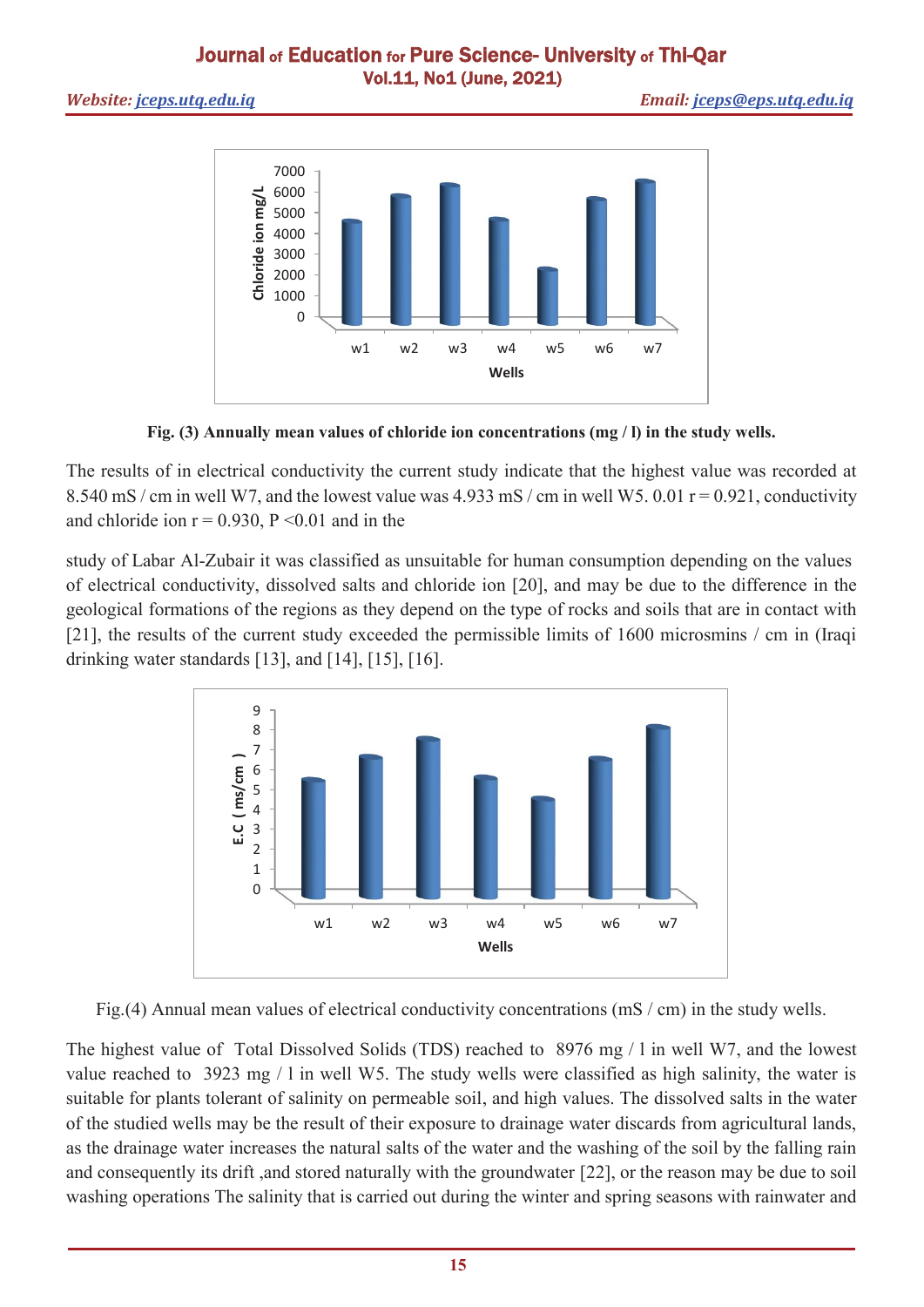Fig. (3) Annually mean values of chloride ion concentrations (mg / l) in the study wells.

The results of in electrical conductivity the current study indicate that the highest value was recorded at 8.540 mS / cm in well W7, and the lowest value was 4.933 mS / cm in well W5. 0.01 $r = 0.921$, conductivity and chloride ion $r = 0.930$, $P < 0.01$ and in the

study of Labar Al-Zubair it was classified as unsuitable for human consumption depending on the values of electrical conductivity, dissolved salts and chloride ion [20], and may be due to the difference in the geological formations of the regions as they depend on the type of rocks and soils that are in contact with [21], the results of the current study exceeded the permissible limits of 1600 microsmins / cm in (Iraqi drinking water standards [13], and [14], [15], [16].

Fig.(4) Annual mean values of electrical conductivity concentrations (mS / cm) in the study wells.

The highest value of Total Dissolved Solids (TDS) reached to 8976 mg / l in well W7, and the lowest value reached to 3923 mg / l in well W5. The study wells were classified as high salinity, the water is suitable for plants tolerant of salinity on permeable soil, and high values. The dissolved salts in the water of the studied wells may be the result of their exposure to drainage water discards from agricultural lands, as the drainage water increases the natural salts of the water and the washing of the soil by the falling rain and consequently its drift ,and stored naturally with the groundwater [22], or the reason may be due to soil washing operations The salinity that is carried out during the winter and spring seasons with rainwater and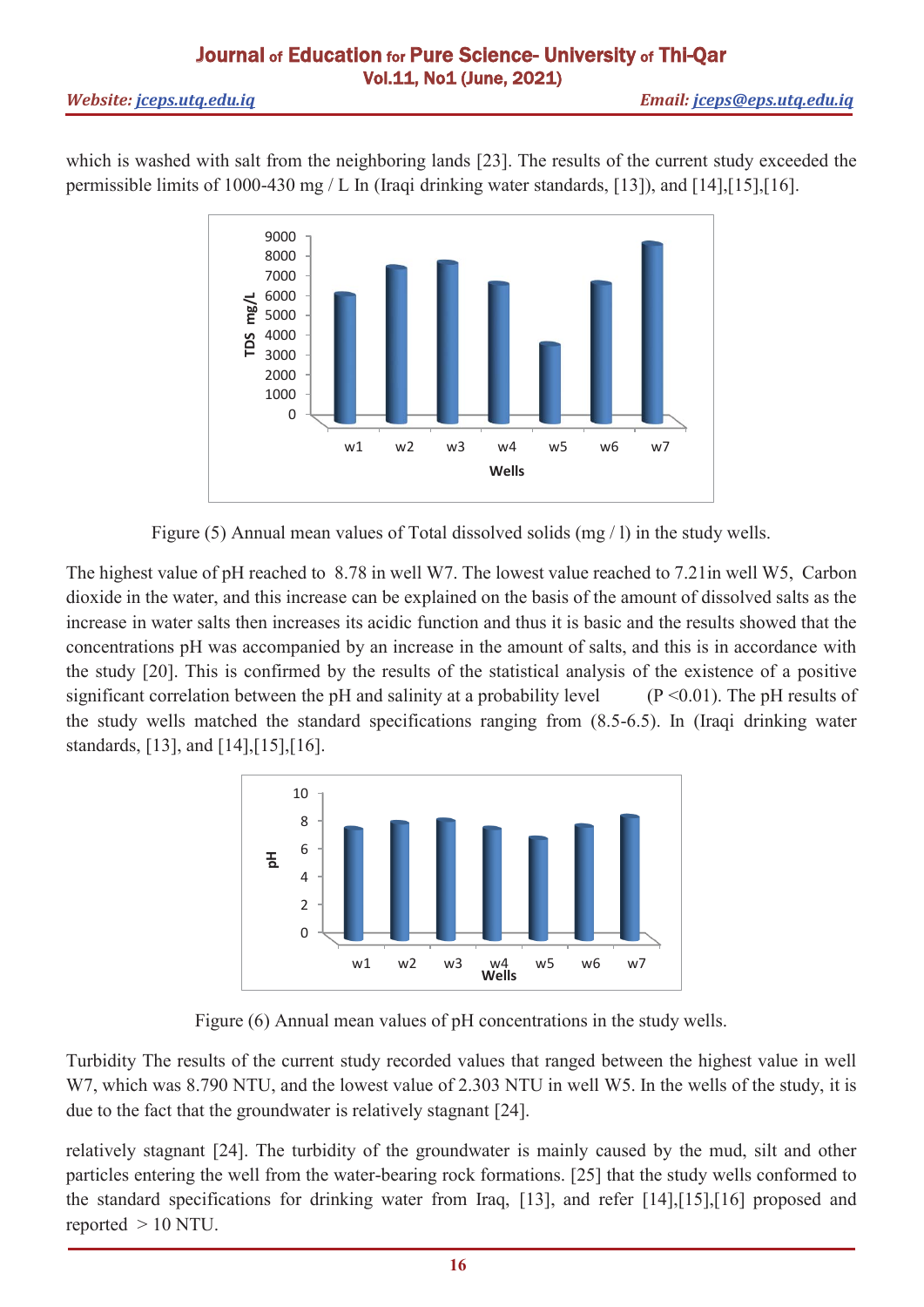which is washed with salt from the neighboring lands [23]. The results of the current study exceeded the permissible limits of 1000-430 mg / L In (Iraqi drinking water standards, [13]), and [14],[15],[16].

Figure (5) Annual mean values of Total dissolved solids (mg / l) in the study wells.

The highest value of pH reached to 8.78 in well W7. The lowest value reached to 7.21in well W5, Carbon dioxide in the water, and this increase can be explained on the basis of the amount of dissolved salts as the increase in water salts then increases its acidic function and thus it is basic and the results showed that the concentrations pH was accompanied by an increase in the amount of salts, and this is in accordance with the study [20]. This is confirmed by the results of the statistical analysis of the existence of a positive significant correlation between the pH and salinity at a probability level ($P < 0.01$). The pH results of the study wells matched the standard specifications ranging from (8.5-6.5). In (Iraqi drinking water standards, [13], and [14],[15],[16].

Figure (6) Annual mean values of pH concentrations in the study wells.

Turbidity The results of the current study recorded values that ranged between the highest value in well W7, which was 8.790 NTU, and the lowest value of 2.303 NTU in well W5. In the wells of the study, it is due to the fact that the groundwater is relatively stagnant [24].

relatively stagnant [24]. The turbidity of the groundwater is mainly caused by the mud, silt and other particles entering the well from the water-bearing rock formations. [25] that the study wells conformed to the standard specifications for drinking water from Iraq, [13], and refer [14],[15],[16] proposed and reported > 10 NTU.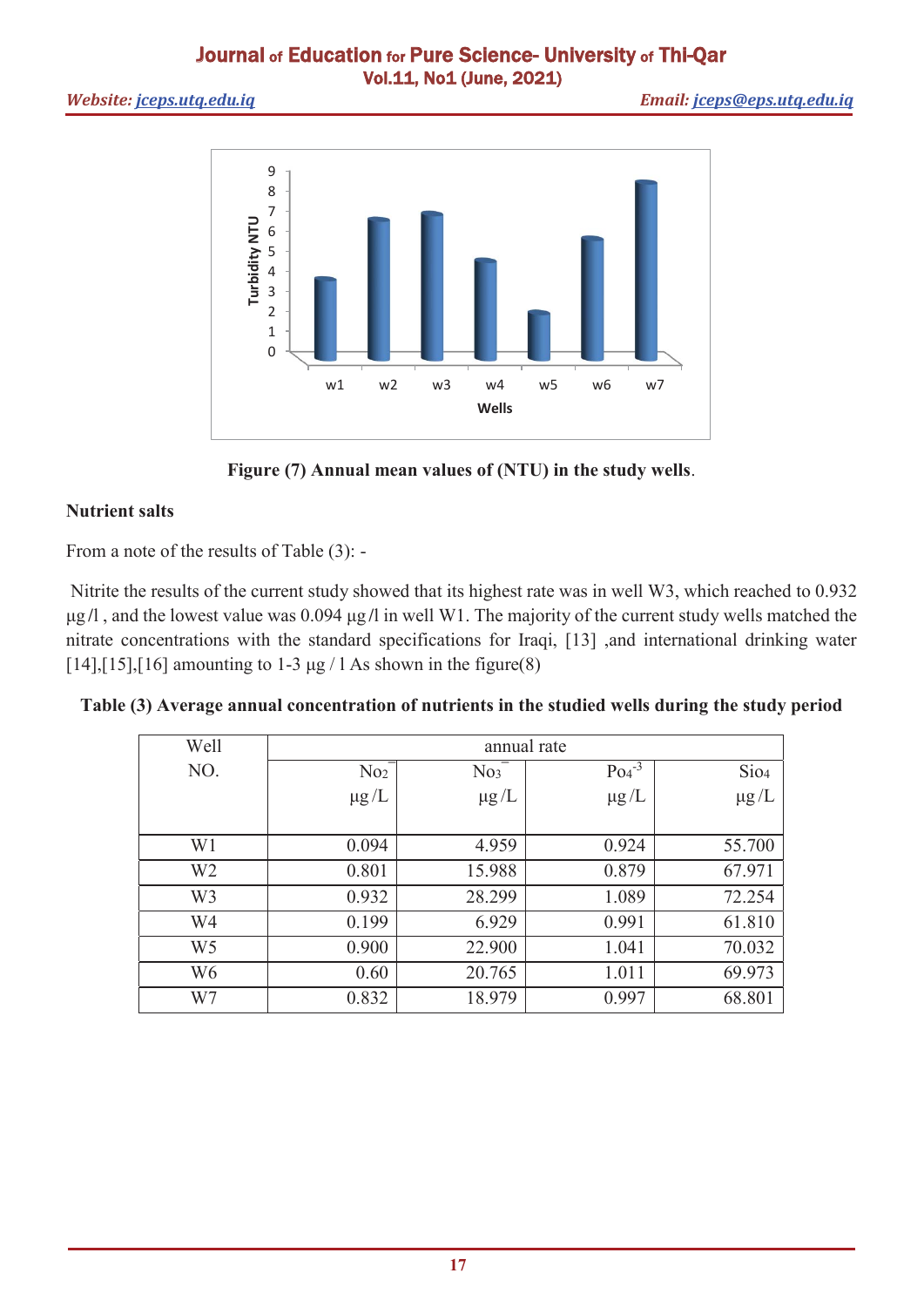Figure (7) Annual mean values of (NTU) in the study wells.

**Nutrient salts**

From a note of the results of Table (3): -

Nitrite the results of the current study showed that its highest rate was in well W3, which reached to 0.932 µg/l , and the lowest value was 0.094 µg/l in well W1. The majority of the current study wells matched the nitrate concentrations with the standard specifications for Iraqi, [13] ,and international drinking water [14],[15],[16] amounting to 1-3 µg / l As shown in the figure(8)

**Table (3) Average annual concentration of nutrients in the studied wells during the study period**

| Well NO. | annual rate | | | |
|---|---|---|---|---|
| | $No_2^-$ µg/L | $No_3^-$ µg/L | $Po_4^{-3}$ µg/L | $Sio_4$ µg/L |
| W1 | 0.094 | 4.959 | 0.924 | 55.700 |
| W2 | 0.801 | 15.988 | 0.879 | 67.971 |
| W3 | 0.932 | 28.299 | 1.089 | 72.254 |
| W4 | 0.199 | 6.929 | 0.991 | 61.810 |
| W5 | 0.900 | 22.900 | 1.041 | 70.032 |
| W6 | 0.60 | 20.765 | 1.011 | 69.973 |
| W7 | 0.832 | 18.979 | 0.997 | 68.801 |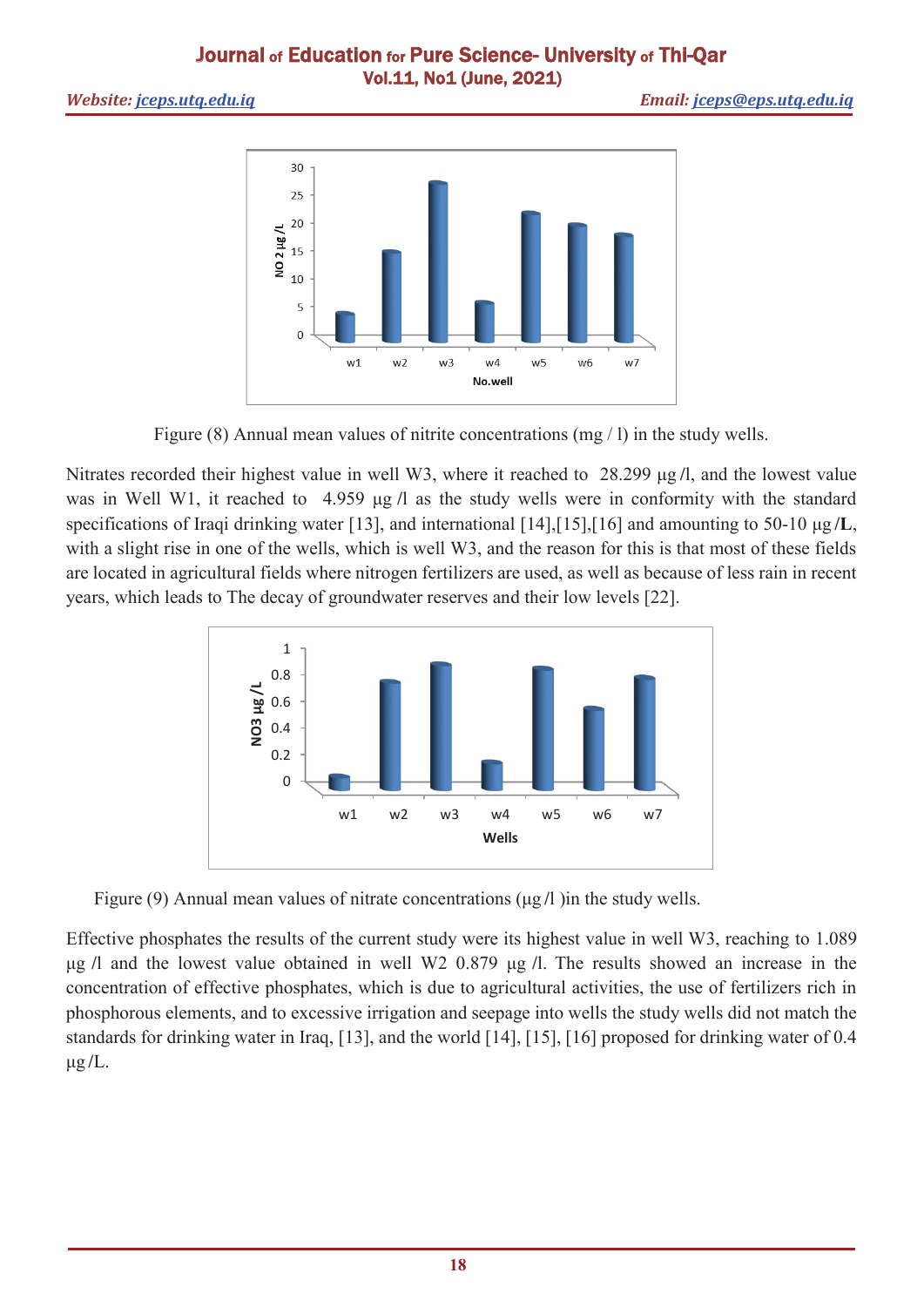Figure (8) Annual mean values of nitrite concentrations (mg / l) in the study wells.

Nitrates recorded their highest value in well W3, where it reached to 28.299 µg /l, and the lowest value was in Well W1, it reached to 4.959 µg /l as the study wells were in conformity with the standard specifications of Iraqi drinking water [13], and international [14],[15],[16] and amounting to 50-10 µg /**L**, with a slight rise in one of the wells, which is well W3, and the reason for this is that most of these fields are located in agricultural fields where nitrogen fertilizers are used, as well as because of less rain in recent years, which leads to The decay of groundwater reserves and their low levels [22].

Figure (9) Annual mean values of nitrate concentrations (µg /l )in the study wells.

Effective phosphates the results of the current study were its highest value in well W3, reaching to 1.089 µg /l and the lowest value obtained in well W2 0.879 µg /l. The results showed an increase in the concentration of effective phosphates, which is due to agricultural activities, the use of fertilizers rich in phosphorous elements, and to excessive irrigation and seepage into wells the study wells did not match the standards for drinking water in Iraq, [13], and the world [14], [15], [16] proposed for drinking water of 0.4 µg /L.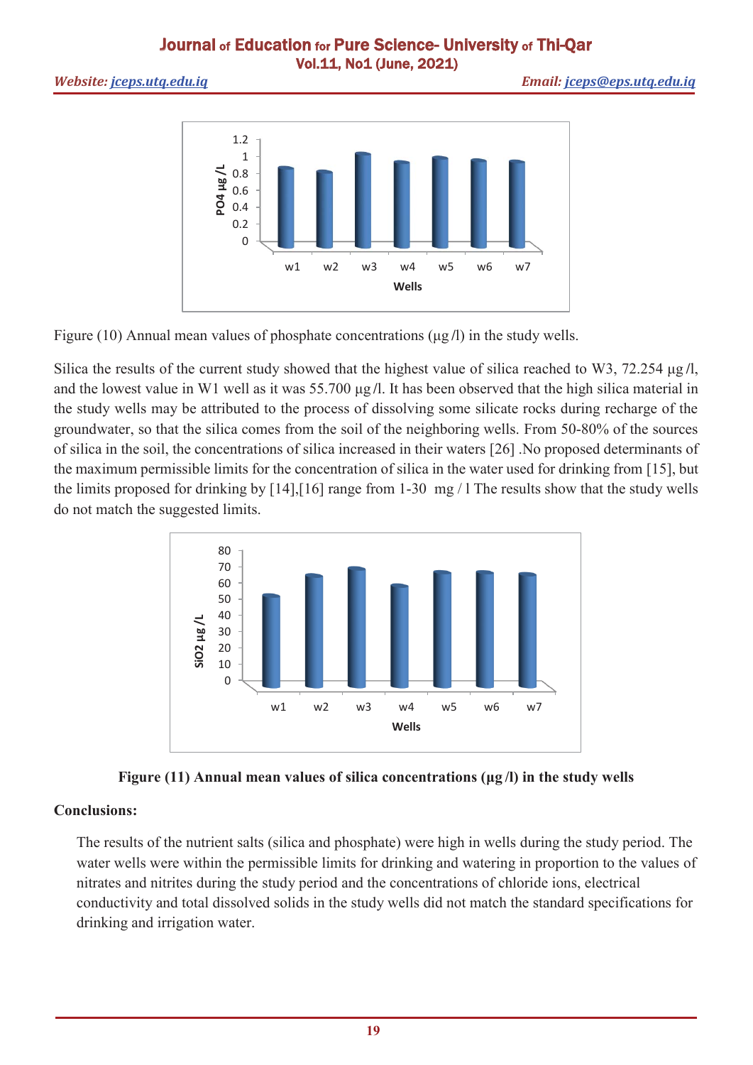Figure (10) Annual mean values of phosphate concentrations (µg /l) in the study wells.

Silica the results of the current study showed that the highest value of silica reached to W3, 72.254 µg /l, and the lowest value in W1 well as it was 55.700 µg /l. It has been observed that the high silica material in the study wells may be attributed to the process of dissolving some silicate rocks during recharge of the groundwater, so that the silica comes from the soil of the neighboring wells. From 50-80% of the sources of silica in the soil, the concentrations of silica increased in their waters [26] .No proposed determinants of the maximum permissible limits for the concentration of silica in the water used for drinking from [15], but the limits proposed for drinking by [14],[16] range from 1-30 mg / l The results show that the study wells do not match the suggested limits.

**Figure (11) Annual mean values of silica concentrations (µg /l) in the study wells**

## Conclusions:

The results of the nutrient salts (silica and phosphate) were high in wells during the study period. The water wells were within the permissible limits for drinking and watering in proportion to the values of nitrates and nitrites during the study period and the concentrations of chloride ions, electrical conductivity and total dissolved solids in the study wells did not match the standard specifications for drinking and irrigation water.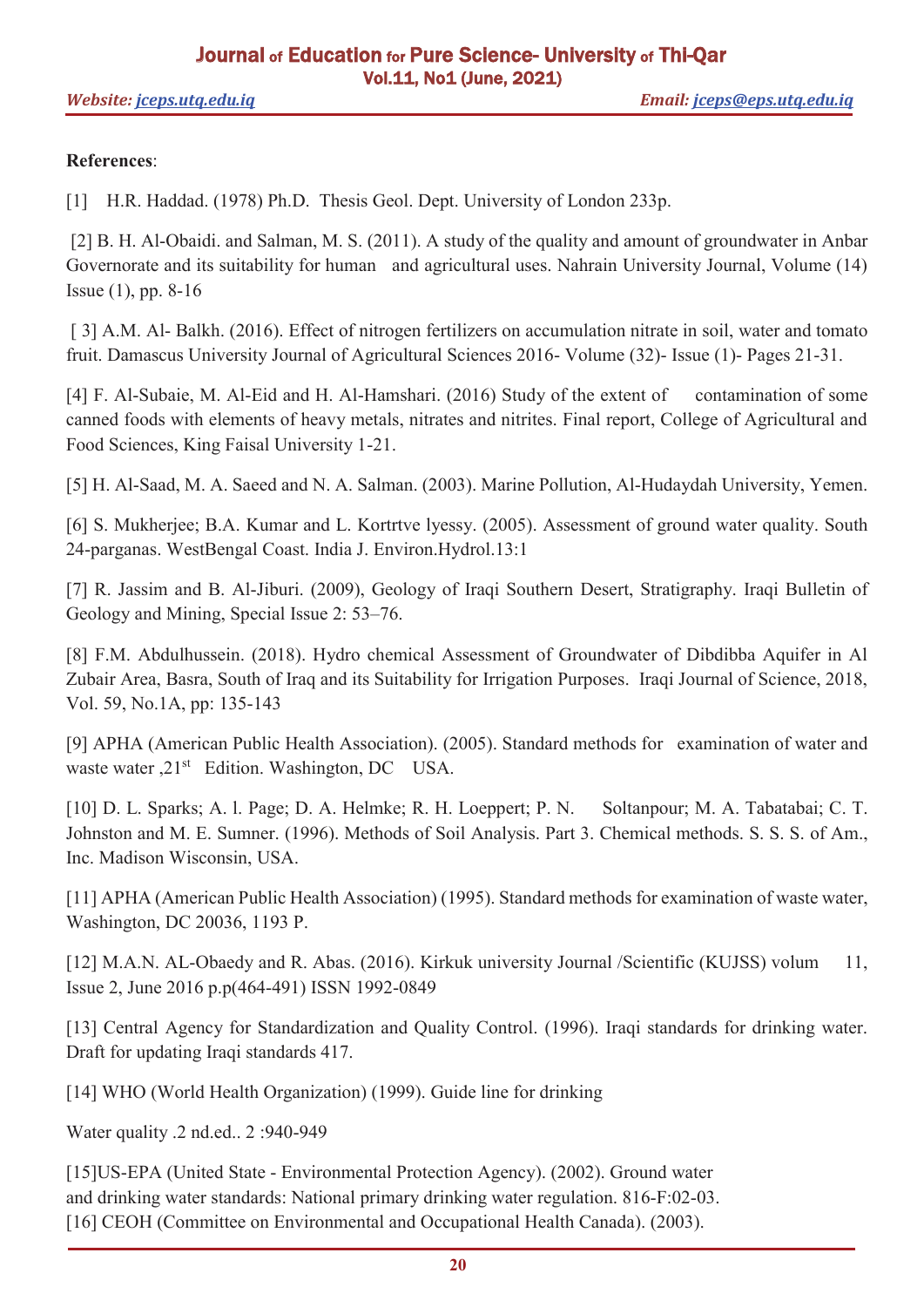**References**:

[1] H.R. Haddad. (1978) Ph.D. Thesis Geol. Dept. University of London 233p.

[2] B. H. Al-Obaidi. and Salman, M. S. (2011). A study of the quality and amount of groundwater in Anbar Governorate and its suitability for human and agricultural uses. Nahrain University Journal, Volume (14) Issue (1), pp. 8-16

[ 3] A.M. Al- Balkh. (2016). Effect of nitrogen fertilizers on accumulation nitrate in soil, water and tomato fruit. Damascus University Journal of Agricultural Sciences 2016- Volume (32)- Issue (1)- Pages 21-31.

[4] F. Al-Subaie, M. Al-Eid and H. Al-Hamshari. (2016) Study of the extent of contamination of some canned foods with elements of heavy metals, nitrates and nitrites. Final report, College of Agricultural and Food Sciences, King Faisal University 1-21.

[5] H. Al-Saad, M. A. Saeed and N. A. Salman. (2003). Marine Pollution, Al-Hudaydah University, Yemen.

[6] S. Mukherjee; B.A. Kumar and L. Kortrtve lyessy. (2005). Assessment of ground water quality. South 24-parganas. WestBengal Coast. India J. Environ.Hydrol.13:1

[7] R. Jassim and B. Al-Jiburi. (2009), Geology of Iraqi Southern Desert, Stratigraphy. Iraqi Bulletin of Geology and Mining, Special Issue 2: 53–76.

[8] F.M. Abdulhussein. (2018). Hydro chemical Assessment of Groundwater of Dibdibba Aquifer in Al Zubair Area, Basra, South of Iraq and its Suitability for Irrigation Purposes. Iraqi Journal of Science, 2018, Vol. 59, No.1A, pp: 135-143

[9] APHA (American Public Health Association). (2005). Standard methods for examination of water and waste water ,21st Edition. Washington, DC USA.

[10] D. L. Sparks; A. l. Page; D. A. Helmke; R. H. Loeppert; P. N. Soltanpour; M. A. Tabatabai; C. T. Johnston and M. E. Sumner. (1996). Methods of Soil Analysis. Part 3. Chemical methods. S. S. S. of Am., Inc. Madison Wisconsin, USA.

[11] APHA (American Public Health Association) (1995). Standard methods for examination of waste water, Washington, DC 20036, 1193 P.

[12] M.A.N. AL-Obaedy and R. Abas. (2016). Kirkuk university Journal /Scientific (KUJSS) volum 11, Issue 2, June 2016 p.p(464-491) ISSN 1992-0849

[13] Central Agency for Standardization and Quality Control. (1996). Iraqi standards for drinking water. Draft for updating Iraqi standards 417.

[14] WHO (World Health Organization) (1999). Guide line for drinking

Water quality .2 nd.ed.. 2 :940-949

[15]US-EPA (United State - Environmental Protection Agency). (2002). Ground water and drinking water standards: National primary drinking water regulation. 816-F:02-03.

[16] CEOH (Committee on Environmental and Occupational Health Canada). (2003).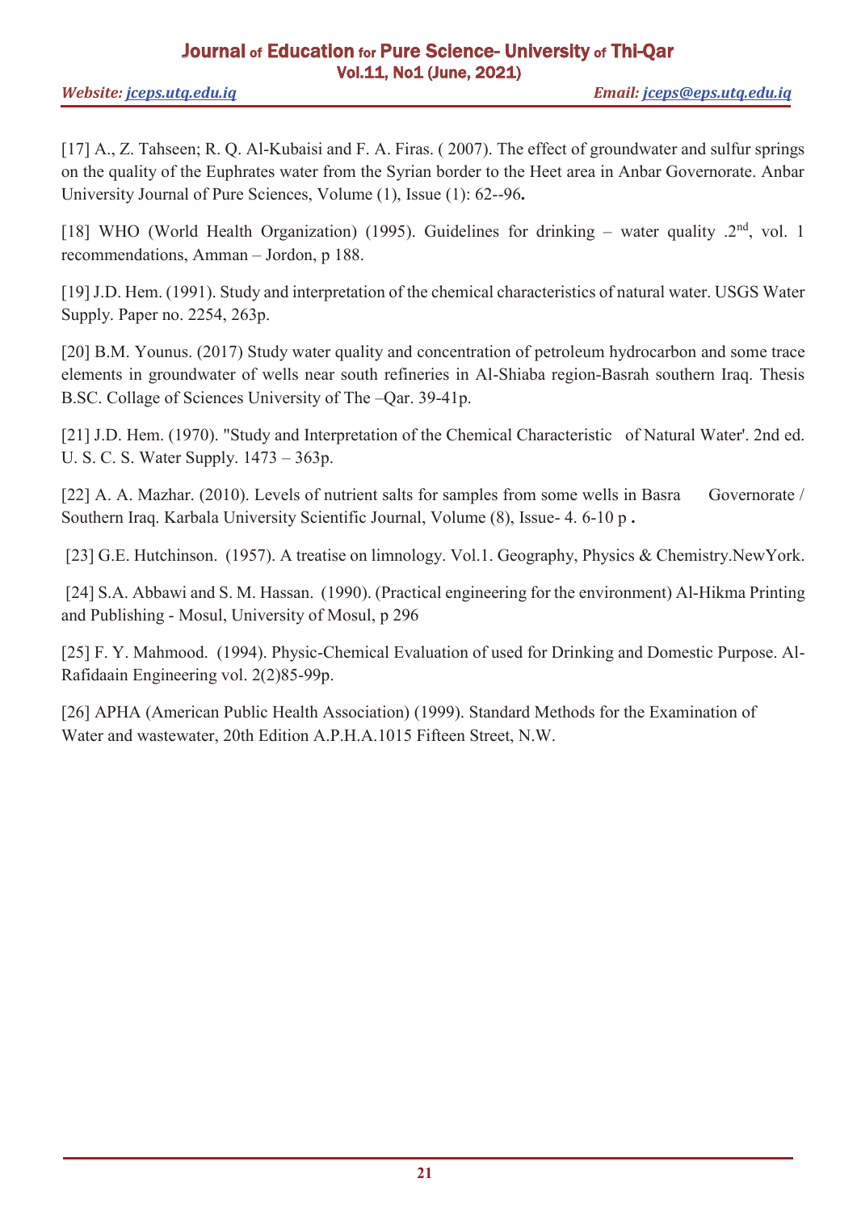[17] A., Z. Tahseen; R. Q. Al-Kubaisi and F. A. Firas. ( 2007). The effect of groundwater and sulfur springs on the quality of the Euphrates water from the Syrian border to the Heet area in Anbar Governorate. Anbar University Journal of Pure Sciences, Volume (1), Issue (1): 62--96**.**

[18] WHO (World Health Organization) (1995). Guidelines for drinking – water quality .2nd, vol. 1 recommendations, Amman – Jordon, p 188.

[19] J.D. Hem. (1991). Study and interpretation of the chemical characteristics of natural water. USGS Water Supply. Paper no. 2254, 263p.

[20] B.M. Younus. (2017) Study water quality and concentration of petroleum hydrocarbon and some trace elements in groundwater of wells near south refineries in Al-Shiaba region-Basrah southern Iraq. Thesis B.SC. Collage of Sciences University of The –Qar. 39-41p.

[21] J.D. Hem. (1970). "Study and Interpretation of the Chemical Characteristic of Natural Water'. 2nd ed. U. S. C. S. Water Supply. 1473 – 363p.

[22] A. A. Mazhar. (2010). Levels of nutrient salts for samples from some wells in Basra Governorate / Southern Iraq. Karbala University Scientific Journal, Volume (8), Issue- 4. 6-10 p **.**

[23] G.E. Hutchinson. (1957). A treatise on limnology. Vol.1. Geography, Physics & Chemistry.NewYork.

[24] S.A. Abbawi and S. M. Hassan. (1990). (Practical engineering for the environment) Al-Hikma Printing and Publishing - Mosul, University of Mosul, p 296

[25] F. Y. Mahmood. (1994). Physic-Chemical Evaluation of used for Drinking and Domestic Purpose. Al-Rafidaain Engineering vol. 2(2)85-99p.

[26] APHA (American Public Health Association) (1999). Standard Methods for the Examination of Water and wastewater, 20th Edition A.P.H.A.1015 Fifteen Street, N.W.